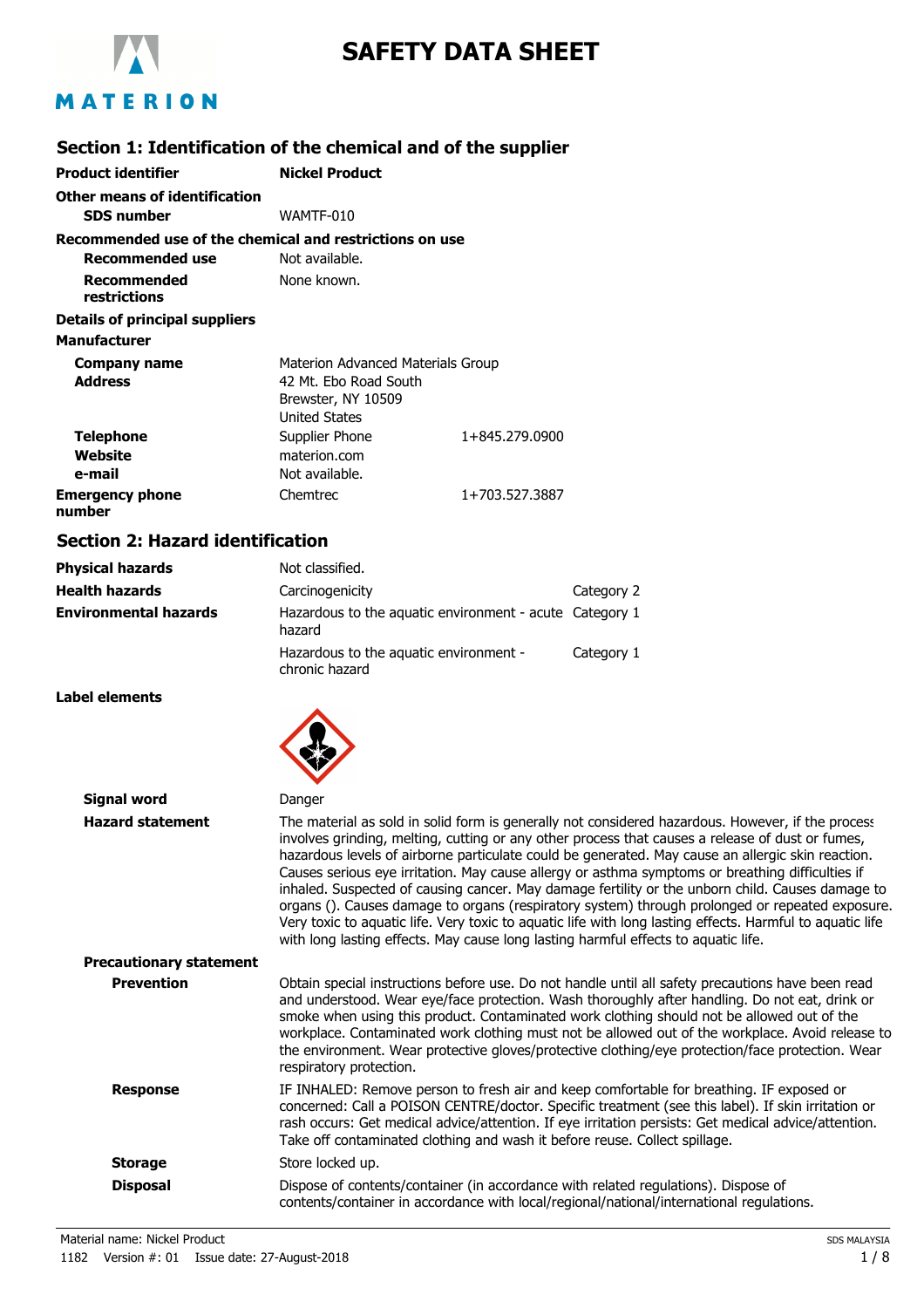# SAFETY DATA SHEET

## Section 1: Identification of the chemical and of the supplier

**Product identifier** **Nickel Product**

**Other means of identification**

**SDS number** WAMTF-010

**Recommended use of the chemical and restrictions on use**

**Recommended use** Not available.

**Recommended restrictions** None known.

**Details of principal suppliers**

**Manufacturer**

| | | |
|---|---|---|
| **Company name** | Materion Advanced Materials Group | |
| **Address** | 42 Mt. Ebo Road South<br>Brewster, NY 10509<br>United States | |
| **Telephone** | Supplier Phone | 1+845.279.0900 |
| **Website** | materion.com | |
| **e-mail** | Not available. | |
| **Emergency phone number** | Chemtrec | 1+703.527.3887 |

## Section 2: Hazard identification

| | | |
|---|---|---|
| **Physical hazards** | Not classified. | |
| **Health hazards** | Carcinogenicity | Category 2 |
| **Environmental hazards** | Hazardous to the aquatic environment - acute hazard | Category 1 |
| | Hazardous to the aquatic environment - chronic hazard | Category 1 |

**Label elements**

**Signal word** Danger

**Hazard statement** The material as sold in solid form is generally not considered hazardous. However, if the process involves grinding, melting, cutting or any other process that causes a release of dust or fumes, hazardous levels of airborne particulate could be generated. May cause an allergic skin reaction. Causes serious eye irritation. May cause allergy or asthma symptoms or breathing difficulties if inhaled. Suspected of causing cancer. May damage fertility or the unborn child. Causes damage to organs (). Causes damage to organs (respiratory system) through prolonged or repeated exposure. Very toxic to aquatic life. Very toxic to aquatic life with long lasting effects. Harmful to aquatic life with long lasting effects. May cause long lasting harmful effects to aquatic life.

**Precautionary statement**

**Prevention** Obtain special instructions before use. Do not handle until all safety precautions have been read and understood. Wear eye/face protection. Wash thoroughly after handling. Do not eat, drink or smoke when using this product. Contaminated work clothing should not be allowed out of the workplace. Contaminated work clothing must not be allowed out of the workplace. Avoid release to the environment. Wear protective gloves/protective clothing/eye protection/face protection. Wear respiratory protection.

**Response** IF INHALED: Remove person to fresh air and keep comfortable for breathing. IF exposed or concerned: Call a POISON CENTRE/doctor. Specific treatment (see this label). If skin irritation or rash occurs: Get medical advice/attention. If eye irritation persists: Get medical advice/attention. Take off contaminated clothing and wash it before reuse. Collect spillage.

**Storage** Store locked up.

**Disposal** Dispose of contents/container (in accordance with related regulations). Dispose of contents/container in accordance with local/regional/national/international regulations.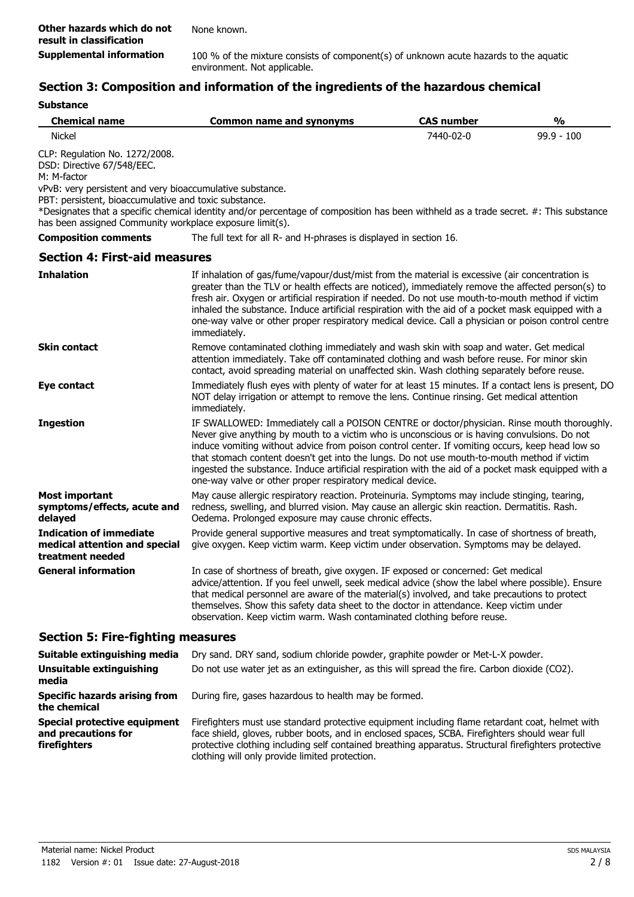**Other hazards which do not result in classification** None known.

**Supplemental information** 100 % of the mixture consists of component(s) of unknown acute hazards to the aquatic environment. Not applicable.

## Section 3: Composition and information of the ingredients of the hazardous chemical

**Substance**

| Chemical name | Common name and synonyms | CAS number | % |
|---|---|---|---|
| Nickel | | 7440-02-0 | 99.9 - 100 |

CLP: Regulation No. 1272/2008.
DSD: Directive 67/548/EEC.
M: M-factor
vPvB: very persistent and very bioaccumulative substance.
PBT: persistent, bioaccumulative and toxic substance.
*Designates that a specific chemical identity and/or percentage of composition has been withheld as a trade secret. #: This substance has been assigned Community workplace exposure limit(s).

**Composition comments** The full text for all R- and H-phrases is displayed in section 16.

## Section 4: First-aid measures

**Inhalation** If inhalation of gas/fume/vapour/dust/mist from the material is excessive (air concentration is greater than the TLV or health effects are noticed), immediately remove the affected person(s) to fresh air. Oxygen or artificial respiration if needed. Do not use mouth-to-mouth method if victim inhaled the substance. Induce artificial respiration with the aid of a pocket mask equipped with a one-way valve or other proper respiratory medical device. Call a physician or poison control centre immediately.

**Skin contact** Remove contaminated clothing immediately and wash skin with soap and water. Get medical attention immediately. Take off contaminated clothing and wash before reuse. For minor skin contact, avoid spreading material on unaffected skin. Wash clothing separately before reuse.

**Eye contact** Immediately flush eyes with plenty of water for at least 15 minutes. If a contact lens is present, DO NOT delay irrigation or attempt to remove the lens. Continue rinsing. Get medical attention immediately.

**Ingestion** IF SWALLOWED: Immediately call a POISON CENTRE or doctor/physician. Rinse mouth thoroughly. Never give anything by mouth to a victim who is unconscious or is having convulsions. Do not induce vomiting without advice from poison control center. If vomiting occurs, keep head low so that stomach content doesn't get into the lungs. Do not use mouth-to-mouth method if victim ingested the substance. Induce artificial respiration with the aid of a pocket mask equipped with a one-way valve or other proper respiratory medical device.

**Most important symptoms/effects, acute and delayed** May cause allergic respiratory reaction. Proteinuria. Symptoms may include stinging, tearing, redness, swelling, and blurred vision. May cause an allergic skin reaction. Dermatitis. Rash. Oedema. Prolonged exposure may cause chronic effects.

**Indication of immediate medical attention and special treatment needed** Provide general supportive measures and treat symptomatically. In case of shortness of breath, give oxygen. Keep victim warm. Keep victim under observation. Symptoms may be delayed.

**General information** In case of shortness of breath, give oxygen. IF exposed or concerned: Get medical advice/attention. If you feel unwell, seek medical advice (show the label where possible). Ensure that medical personnel are aware of the material(s) involved, and take precautions to protect themselves. Show this safety data sheet to the doctor in attendance. Keep victim under observation. Keep victim warm. Wash contaminated clothing before reuse.

## Section 5: Fire-fighting measures

**Suitable extinguishing media** Dry sand. DRY sand, sodium chloride powder, graphite powder or Met-L-X powder.

**Unsuitable extinguishing media** Do not use water jet as an extinguisher, as this will spread the fire. Carbon dioxide ($CO_2$).

**Specific hazards arising from the chemical** During fire, gases hazardous to health may be formed.

**Special protective equipment and precautions for firefighters** Firefighters must use standard protective equipment including flame retardant coat, helmet with face shield, gloves, rubber boots, and in enclosed spaces, SCBA. Firefighters should wear full protective clothing including self contained breathing apparatus. Structural firefighters protective clothing will only provide limited protection.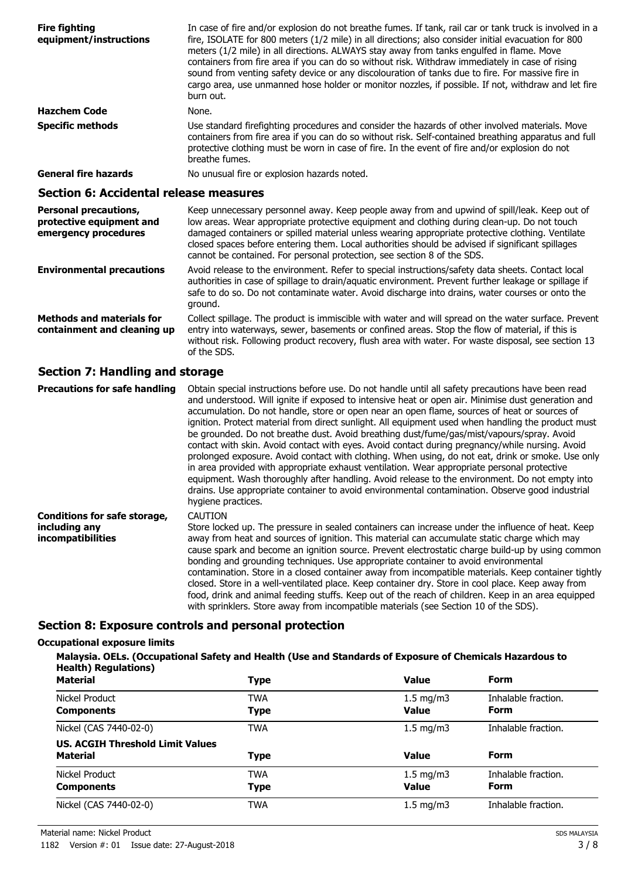| | |
|---|---|
| **Fire fighting equipment/instructions** | In case of fire and/or explosion do not breathe fumes. If tank, rail car or tank truck is involved in a fire, ISOLATE for 800 meters (1/2 mile) in all directions; also consider initial evacuation for 800 meters (1/2 mile) in all directions. ALWAYS stay away from tanks engulfed in flame. Move containers from fire area if you can do so without risk. Withdraw immediately in case of rising sound from venting safety device or any discolouration of tanks due to fire. For massive fire in cargo area, use unmanned hose holder or monitor nozzles, if possible. If not, withdraw and let fire burn out. |
| **Hazchem Code** | None. |
| **Specific methods** | Use standard firefighting procedures and consider the hazards of other involved materials. Move containers from fire area if you can do so without risk. Self-contained breathing apparatus and full protective clothing must be worn in case of fire. In the event of fire and/or explosion do not breathe fumes. |
| **General fire hazards** | No unusual fire or explosion hazards noted. |

## Section 6: Accidental release measures

| | |
|---|---|
| **Personal precautions, protective equipment and emergency procedures** | Keep unnecessary personnel away. Keep people away from and upwind of spill/leak. Keep out of low areas. Wear appropriate protective equipment and clothing during clean-up. Do not touch damaged containers or spilled material unless wearing appropriate protective clothing. Ventilate closed spaces before entering them. Local authorities should be advised if significant spillages cannot be contained. For personal protection, see section 8 of the SDS. |
| **Environmental precautions** | Avoid release to the environment. Refer to special instructions/safety data sheets. Contact local authorities in case of spillage to drain/aquatic environment. Prevent further leakage or spillage if safe to do so. Do not contaminate water. Avoid discharge into drains, water courses or onto the ground. |
| **Methods and materials for containment and cleaning up** | Collect spillage. The product is immiscible with water and will spread on the water surface. Prevent entry into waterways, sewer, basements or confined areas. Stop the flow of material, if this is without risk. Following product recovery, flush area with water. For waste disposal, see section 13 of the SDS. |

## Section 7: Handling and storage

| | |
|---|---|
| **Precautions for safe handling** | Obtain special instructions before use. Do not handle until all safety precautions have been read and understood. Will ignite if exposed to intensive heat or open air. Minimise dust generation and accumulation. Do not handle, store or open near an open flame, sources of heat or sources of ignition. Protect material from direct sunlight. All equipment used when handling the product must be grounded. Do not breathe dust. Avoid breathing dust/fume/gas/mist/vapours/spray. Avoid contact with skin. Avoid contact with eyes. Avoid contact during pregnancy/while nursing. Avoid prolonged exposure. Avoid contact with clothing. When using, do not eat, drink or smoke. Use only in area provided with appropriate exhaust ventilation. Wear appropriate personal protective equipment. Wash thoroughly after handling. Avoid release to the environment. Do not empty into drains. Use appropriate container to avoid environmental contamination. Observe good industrial hygiene practices. |
| **Conditions for safe storage, including any incompatibilities** | CAUTION<br>Store locked up. The pressure in sealed containers can increase under the influence of heat. Keep away from heat and sources of ignition. This material can accumulate static charge which may cause spark and become an ignition source. Prevent electrostatic charge build-up by using common bonding and grounding techniques. Use appropriate container to avoid environmental contamination. Store in a closed container away from incompatible materials. Keep container tightly closed. Store in a well-ventilated place. Keep container dry. Store in cool place. Keep away from food, drink and animal feeding stuffs. Keep out of the reach of children. Keep in an area equipped with sprinklers. Store away from incompatible materials (see Section 10 of the SDS). |

## Section 8: Exposure controls and personal protection

**Occupational exposure limits**

**Malaysia. OELs. (Occupational Safety and Health (Use and Standards of Exposure of Chemicals Hazardous to Health) Regulations)**

| Material | Type | Value | Form |
|---|---|---|---|
| Nickel Product | TWA | 1.5 mg/m3 | Inhalable fraction. |
| **Components** | **Type** | **Value** | **Form** |
| Nickel (CAS 7440-02-0) | TWA | 1.5 mg/m3 | Inhalable fraction. |

**US. ACGIH Threshold Limit Values**

| Material | Type | Value | Form |
|---|---|---|---|
| Nickel Product | TWA | 1.5 mg/m3 | Inhalable fraction. |
| **Components** | **Type** | **Value** | **Form** |
| Nickel (CAS 7440-02-0) | TWA | 1.5 mg/m3 | Inhalable fraction. |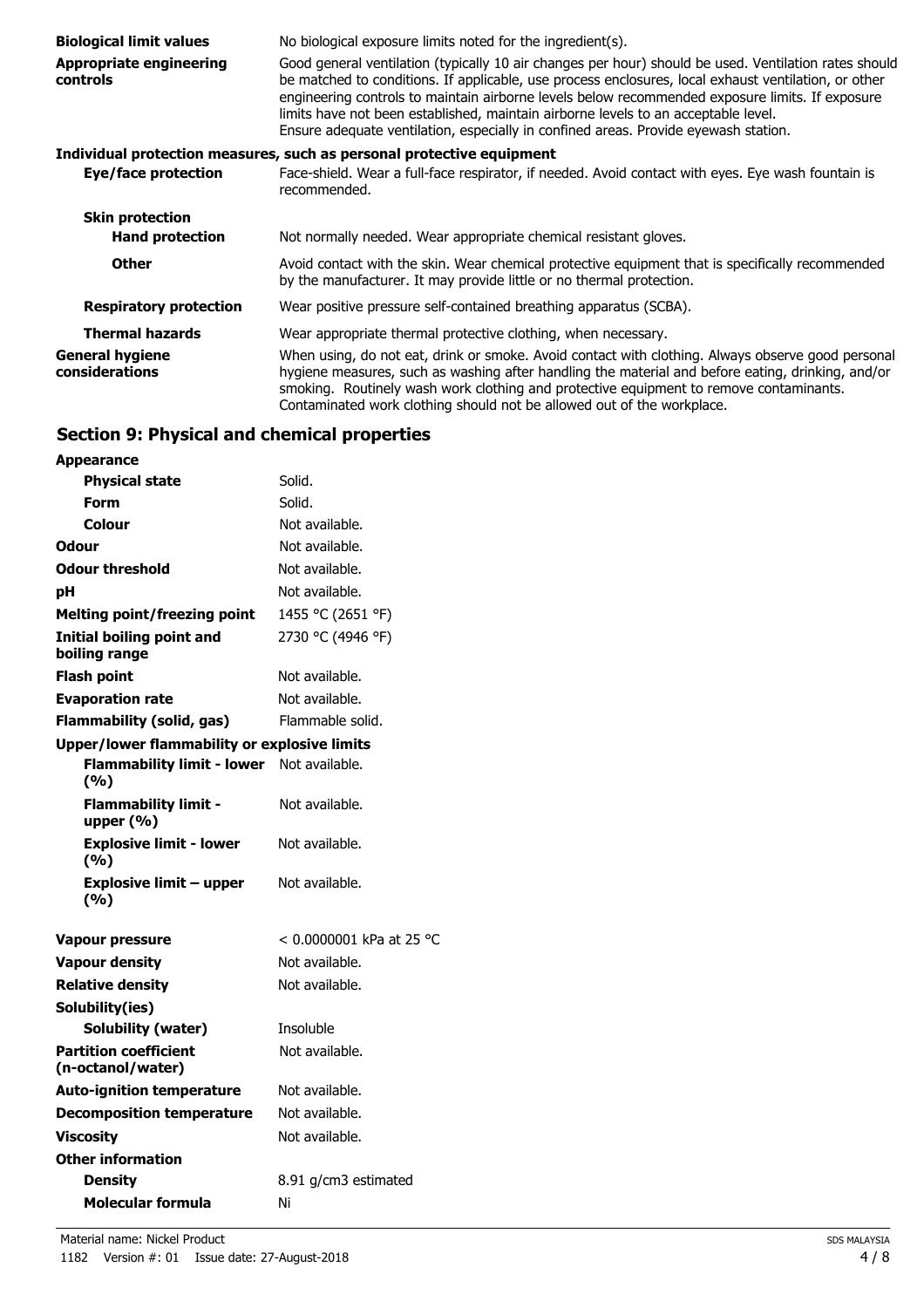| | |
|---|---|
| **Biological limit values** | No biological exposure limits noted for the ingredient(s). |
| **Appropriate engineering controls** | Good general ventilation (typically 10 air changes per hour) should be used. Ventilation rates should be matched to conditions. If applicable, use process enclosures, local exhaust ventilation, or other engineering controls to maintain airborne levels below recommended exposure limits. If exposure limits have not been established, maintain airborne levels to an acceptable level. Ensure adequate ventilation, especially in confined areas. Provide eyewash station. |

**Individual protection measures, such as personal protective equipment**

| | |
|---|---|
| **Eye/face protection** | Face-shield. Wear a full-face respirator, if needed. Avoid contact with eyes. Eye wash fountain is recommended. |
| **Skin protection** | |
| **Hand protection** | Not normally needed. Wear appropriate chemical resistant gloves. |
| **Other** | Avoid contact with the skin. Wear chemical protective equipment that is specifically recommended by the manufacturer. It may provide little or no thermal protection. |
| **Respiratory protection** | Wear positive pressure self-contained breathing apparatus (SCBA). |
| **Thermal hazards** | Wear appropriate thermal protective clothing, when necessary. |
| **General hygiene considerations** | When using, do not eat, drink or smoke. Avoid contact with clothing. Always observe good personal hygiene measures, such as washing after handling the material and before eating, drinking, and/or smoking. Routinely wash work clothing and protective equipment to remove contaminants. Contaminated work clothing should not be allowed out of the workplace. |

## Section 9: Physical and chemical properties

| | |
|---|---|
| **Appearance** | |
| **Physical state** | Solid. |
| **Form** | Solid. |
| **Colour** | Not available. |
| **Odour** | Not available. |
| **Odour threshold** | Not available. |
| **pH** | Not available. |
| **Melting point/freezing point** | 1455 °C (2651 °F) |
| **Initial boiling point and boiling range** | 2730 °C (4946 °F) |
| **Flash point** | Not available. |
| **Evaporation rate** | Not available. |
| **Flammability (solid, gas)** | Flammable solid. |
| **Upper/lower flammability or explosive limits** | |
| **Flammability limit - lower (%)** | Not available. |
| **Flammability limit - upper (%)** | Not available. |
| **Explosive limit - lower (%)** | Not available. |
| **Explosive limit – upper (%)** | Not available. |
| **Vapour pressure** | < 0.0000001 kPa at 25 °C |
| **Vapour density** | Not available. |
| **Relative density** | Not available. |
| **Solubility(ies)** | |
| **Solubility (water)** | Insoluble |
| **Partition coefficient (n-octanol/water)** | Not available. |
| **Auto-ignition temperature** | Not available. |
| **Decomposition temperature** | Not available. |
| **Viscosity** | Not available. |
| **Other information** | |
| **Density** | 8.91 g/cm3 estimated |
| **Molecular formula** | Ni |

Material name: Nickel Product
1182 Version #: 01 Issue date: 27-August-2018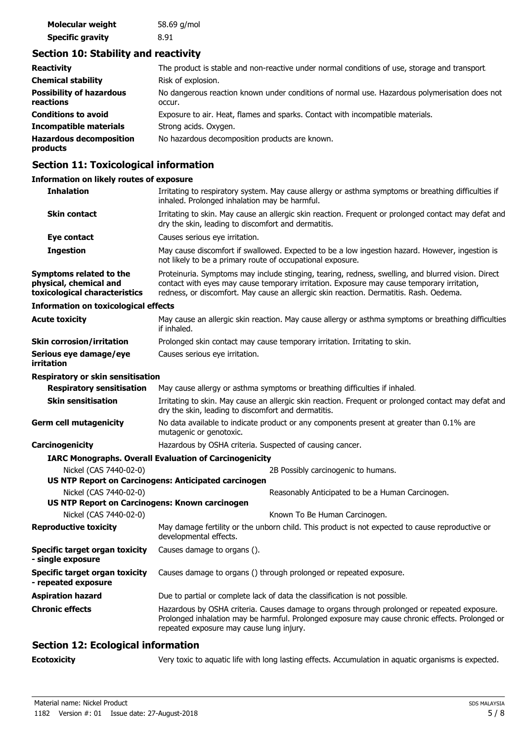| | |
|---|---|
| **Molecular weight** | 58.69 g/mol |
| **Specific gravity** | 8.91 |

## Section 10: Stability and reactivity

| | |
|---|---|
| **Reactivity** | The product is stable and non-reactive under normal conditions of use, storage and transport. |
| **Chemical stability** | Risk of explosion. |
| **Possibility of hazardous reactions** | No dangerous reaction known under conditions of normal use. Hazardous polymerisation does not occur. |
| **Conditions to avoid** | Exposure to air. Heat, flames and sparks. Contact with incompatible materials. |
| **Incompatible materials** | Strong acids. Oxygen. |
| **Hazardous decomposition products** | No hazardous decomposition products are known. |

## Section 11: Toxicological information

### Information on likely routes of exposure

| | |
|---|---|
| **Inhalation** | Irritating to respiratory system. May cause allergy or asthma symptoms or breathing difficulties if inhaled. Prolonged inhalation may be harmful. |
| **Skin contact** | Irritating to skin. May cause an allergic skin reaction. Frequent or prolonged contact may defat and dry the skin, leading to discomfort and dermatitis. |
| **Eye contact** | Causes serious eye irritation. |
| **Ingestion** | May cause discomfort if swallowed. Expected to be a low ingestion hazard. However, ingestion is not likely to be a primary route of occupational exposure. |
| **Symptoms related to the physical, chemical and toxicological characteristics** | Proteinuria. Symptoms may include stinging, tearing, redness, swelling, and blurred vision. Direct contact with eyes may cause temporary irritation. Exposure may cause temporary irritation, redness, or discomfort. May cause an allergic skin reaction. Dermatitis. Rash. Oedema. |

### Information on toxicological effects

| | |
|---|---|
| **Acute toxicity** | May cause an allergic skin reaction. May cause allergy or asthma symptoms or breathing difficulties if inhaled. |
| **Skin corrosion/irritation** | Prolonged skin contact may cause temporary irritation. Irritating to skin. |
| **Serious eye damage/eye irritation** | Causes serious eye irritation. |

**Respiratory or skin sensitisation**

| | |
|---|---|
| **Respiratory sensitisation** | May cause allergy or asthma symptoms or breathing difficulties if inhaled. |
| **Skin sensitisation** | Irritating to skin. May cause an allergic skin reaction. Frequent or prolonged contact may defat and dry the skin, leading to discomfort and dermatitis. |
| **Germ cell mutagenicity** | No data available to indicate product or any components present at greater than 0.1% are mutagenic or genotoxic. |
| **Carcinogenicity** | Hazardous by OSHA criteria. Suspected of causing cancer. |

**IARC Monographs. Overall Evaluation of Carcinogenicity**

| | |
|---|---|
| Nickel (CAS 7440-02-0) | 2B Possibly carcinogenic to humans. |

**US NTP Report on Carcinogens: Anticipated carcinogen**

| | |
|---|---|
| Nickel (CAS 7440-02-0) | Reasonably Anticipated to be a Human Carcinogen. |

**US NTP Report on Carcinogens: Known carcinogen**

| | |
|---|---|
| Nickel (CAS 7440-02-0) | Known To Be Human Carcinogen. |

| | |
|---|---|
| **Reproductive toxicity** | May damage fertility or the unborn child. This product is not expected to cause reproductive or developmental effects. |
| **Specific target organ toxicity - single exposure** | Causes damage to organs (). |
| **Specific target organ toxicity - repeated exposure** | Causes damage to organs () through prolonged or repeated exposure. |
| **Aspiration hazard** | Due to partial or complete lack of data the classification is not possible. |
| **Chronic effects** | Hazardous by OSHA criteria. Causes damage to organs through prolonged or repeated exposure. Prolonged inhalation may be harmful. Prolonged exposure may cause chronic effects. Prolonged or repeated exposure may cause lung injury. |

## Section 12: Ecological information

| | |
|---|---|
| **Ecotoxicity** | Very toxic to aquatic life with long lasting effects. Accumulation in aquatic organisms is expected. |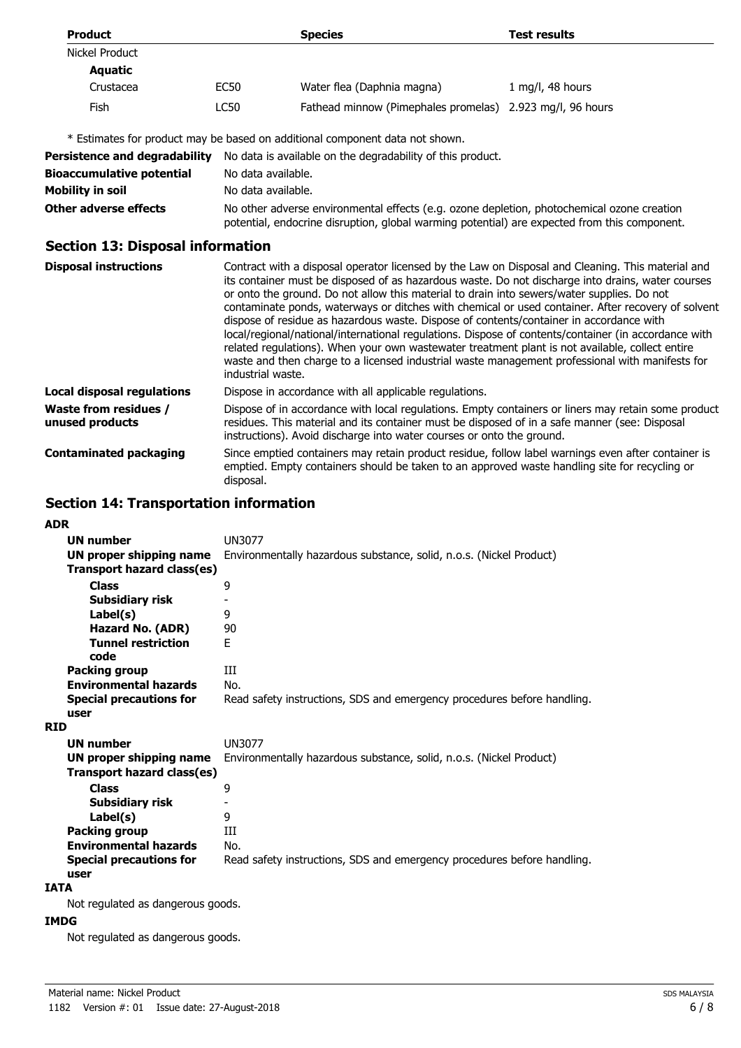| Product | | Species | Test results |
|---|---|---|---|
| Nickel Product | | | |
| **Aquatic** | | | |
| Crustacea | EC50 | Water flea (Daphnia magna) | 1 mg/l, 48 hours |
| Fish | LC50 | Fathead minnow (Pimephales promelas) | 2.923 mg/l, 96 hours |

* Estimates for product may be based on additional component data not shown.

**Persistence and degradability** No data is available on the degradability of this product.

**Bioaccumulative potential** No data available.

**Mobility in soil** No data available.

**Other adverse effects** No other adverse environmental effects (e.g. ozone depletion, photochemical ozone creation potential, endocrine disruption, global warming potential) are expected from this component.

## Section 13: Disposal information

**Disposal instructions** Contract with a disposal operator licensed by the Law on Disposal and Cleaning. This material and its container must be disposed of as hazardous waste. Do not discharge into drains, water courses or onto the ground. Do not allow this material to drain into sewers/water supplies. Do not contaminate ponds, waterways or ditches with chemical or used container. After recovery of solvent dispose of residue as hazardous waste. Dispose of contents/container in accordance with local/regional/national/international regulations. Dispose of contents/container (in accordance with related regulations). When your own wastewater treatment plant is not available, collect entire waste and then charge to a licensed industrial waste management professional with manifests for industrial waste.

**Local disposal regulations** Dispose in accordance with all applicable regulations.

**Waste from residues / unused products** Dispose of in accordance with local regulations. Empty containers or liners may retain some product residues. This material and its container must be disposed of in a safe manner (see: Disposal instructions). Avoid discharge into water courses or onto the ground.

**Contaminated packaging** Since emptied containers may retain product residue, follow label warnings even after container is emptied. Empty containers should be taken to an approved waste handling site for recycling or disposal.

## Section 14: Transportation information

**ADR**

- **UN number** UN3077
- **UN proper shipping name** Environmentally hazardous substance, solid, n.o.s. (Nickel Product)
- **Transport hazard class(es)**
  - **Class** 9
  - **Subsidiary risk** -
  - **Label(s)** 9
  - **Hazard No. (ADR)** 90
  - **Tunnel restriction code** E
- **Packing group** III
- **Environmental hazards** No.
- **Special precautions for user** Read safety instructions, SDS and emergency procedures before handling.

**RID**

- **UN number** UN3077
- **UN proper shipping name** Environmentally hazardous substance, solid, n.o.s. (Nickel Product)
- **Transport hazard class(es)**
  - **Class** 9
  - **Subsidiary risk** -
  - **Label(s)** 9
- **Packing group** III
- **Environmental hazards** No.
- **Special precautions for user** Read safety instructions, SDS and emergency procedures before handling.

**IATA**

Not regulated as dangerous goods.

**IMDG**

Not regulated as dangerous goods.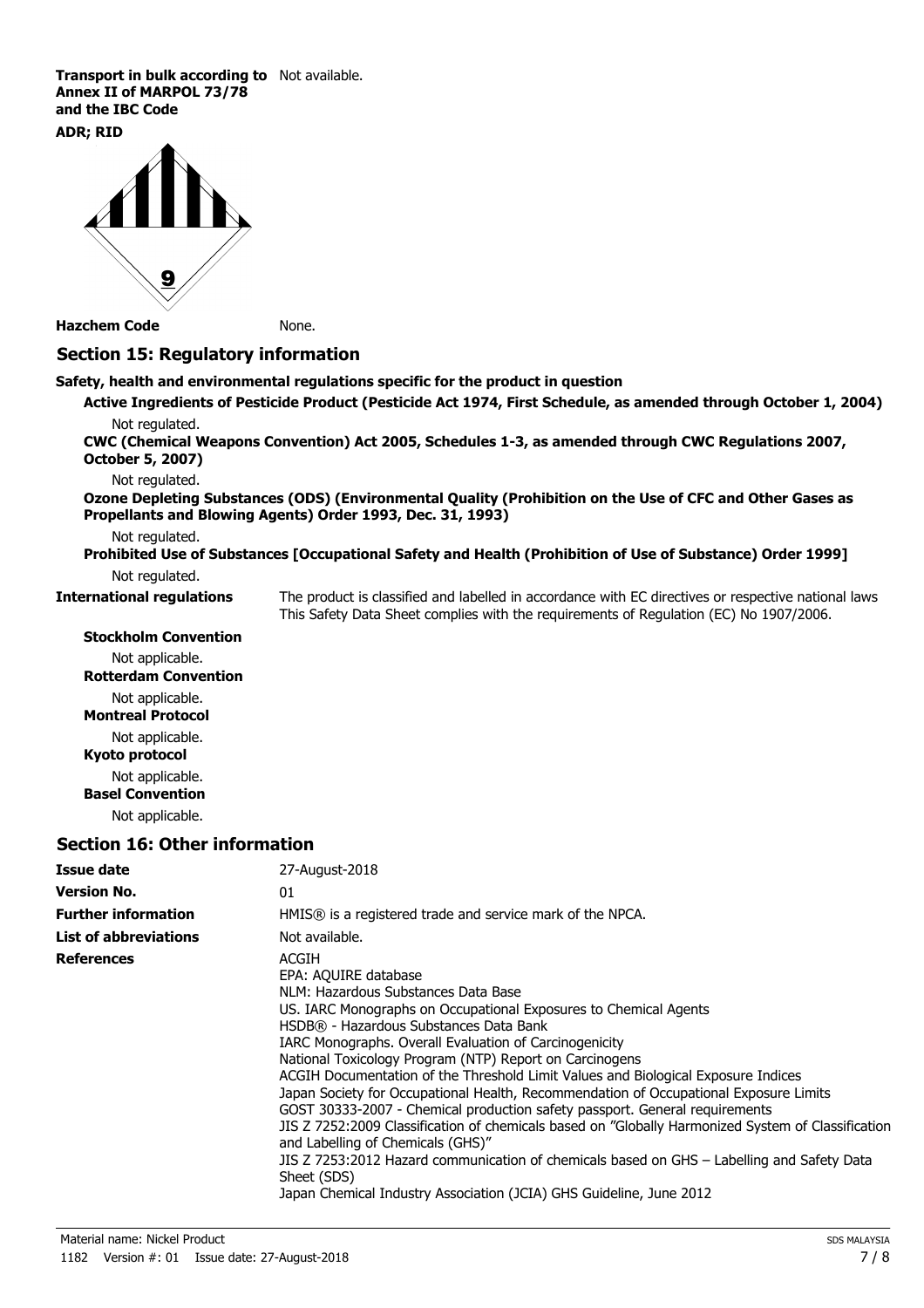**Transport in bulk according to Annex II of MARPOL 73/78 and the IBC Code** Not available.

**ADR; RID**

**Hazchem Code** None.

## Section 15: Regulatory information

**Safety, health and environmental regulations specific for the product in question**

**Active Ingredients of Pesticide Product (Pesticide Act 1974, First Schedule, as amended through October 1, 2004)**

Not regulated.

**CWC (Chemical Weapons Convention) Act 2005, Schedules 1-3, as amended through CWC Regulations 2007, October 5, 2007)**

Not regulated.

**Ozone Depleting Substances (ODS) (Environmental Quality (Prohibition on the Use of CFC and Other Gases as Propellants and Blowing Agents) Order 1993, Dec. 31, 1993)**

Not regulated.

**Prohibited Use of Substances [Occupational Safety and Health (Prohibition of Use of Substance) Order 1999]**

Not regulated.

**International regulations** The product is classified and labelled in accordance with EC directives or respective national laws This Safety Data Sheet complies with the requirements of Regulation (EC) No 1907/2006.

**Stockholm Convention**

Not applicable.

**Rotterdam Convention**

Not applicable.

**Montreal Protocol**

Not applicable.

**Kyoto protocol**

Not applicable.

**Basel Convention**

Not applicable.

## Section 16: Other information

**Issue date** 27-August-2018

**Version No.** 01

**Further information** HMIS® is a registered trade and service mark of the NPCA.

**List of abbreviations** Not available.

**References**

ACGIH
EPA: AQUIRE database
NLM: Hazardous Substances Data Base
US. IARC Monographs on Occupational Exposures to Chemical Agents
HSDB® - Hazardous Substances Data Bank
IARC Monographs. Overall Evaluation of Carcinogenicity
National Toxicology Program (NTP) Report on Carcinogens
ACGIH Documentation of the Threshold Limit Values and Biological Exposure Indices
Japan Society for Occupational Health, Recommendation of Occupational Exposure Limits
GOST 30333-2007 - Chemical production safety passport. General requirements
JIS Z 7252:2009 Classification of chemicals based on "Globally Harmonized System of Classification and Labelling of Chemicals (GHS)"
JIS Z 7253:2012 Hazard communication of chemicals based on GHS – Labelling and Safety Data Sheet (SDS)
Japan Chemical Industry Association (JCIA) GHS Guideline, June 2012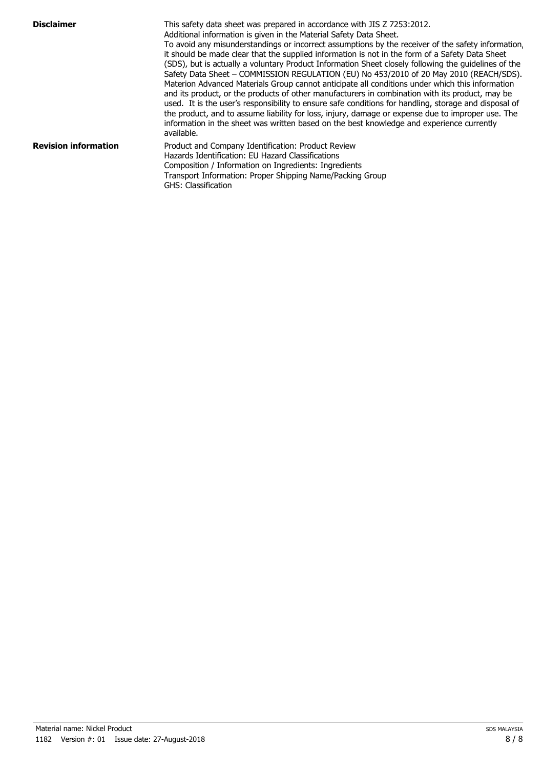**Disclaimer**

This safety data sheet was prepared in accordance with JIS Z 7253:2012.
Additional information is given in the Material Safety Data Sheet.
To avoid any misunderstandings or incorrect assumptions by the receiver of the safety information, it should be made clear that the supplied information is not in the form of a Safety Data Sheet (SDS), but is actually a voluntary Product Information Sheet closely following the guidelines of the Safety Data Sheet – COMMISSION REGULATION (EU) No 453/2010 of 20 May 2010 (REACH/SDS). Materion Advanced Materials Group cannot anticipate all conditions under which this information and its product, or the products of other manufacturers in combination with its product, may be used. It is the user's responsibility to ensure safe conditions for handling, storage and disposal of the product, and to assume liability for loss, injury, damage or expense due to improper use. The information in the sheet was written based on the best knowledge and experience currently available.

**Revision information**

Product and Company Identification: Product Review
Hazards Identification: EU Hazard Classifications
Composition / Information on Ingredients: Ingredients
Transport Information: Proper Shipping Name/Packing Group
GHS: Classification